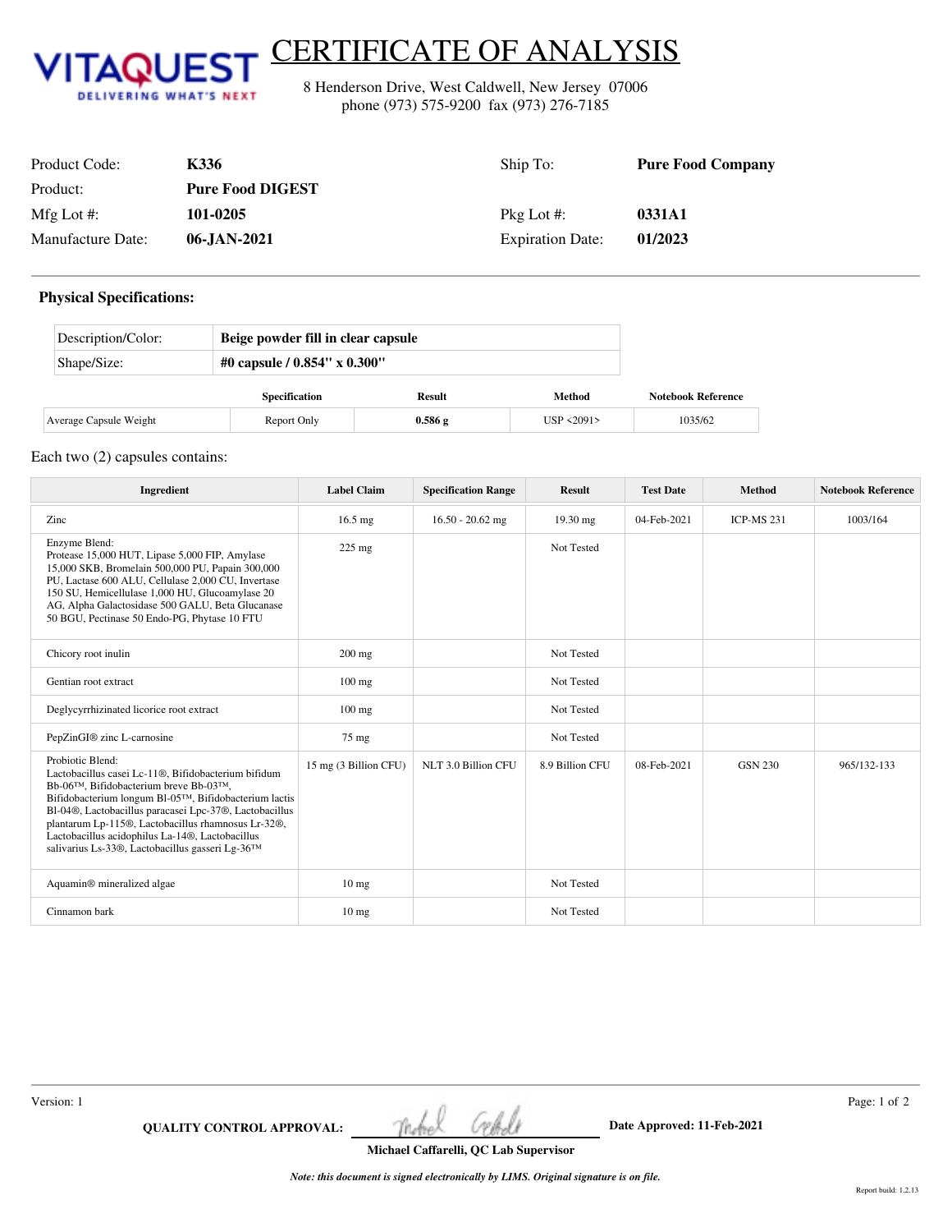**VITAQUEST** DELIVERING WHAT'S NEXT

# CERTIFICATE OF ANALYSIS

8 Henderson Drive, West Caldwell, New Jersey 07006
phone (973) 575-9200 fax (973) 276-7185

| | | | |
|---|---|---|---|
| Product Code: | **K336** | Ship To: | **Pure Food Company** |
| Product: | **Pure Food DIGEST** | | |
| Mfg Lot #: | **101-0205** | Pkg Lot #: | **0331A1** |
| Manufacture Date: | **06-JAN-2021** | Expiration Date: | **01/2023** |

### Physical Specifications:

| | |
|---|---|
| Description/Color: | **Beige powder fill in clear capsule** |
| Shape/Size: | **#0 capsule / 0.854" x 0.300"** |

| | Specification | Result | Method | Notebook Reference |
|---|---|---|---|---|
| Average Capsule Weight | Report Only | **0.586 g** | USP <2091> | 1035/62 |

Each two (2) capsules contains:

| Ingredient | Label Claim | Specification Range | Result | Test Date | Method | Notebook Reference |
|---|---|---|---|---|---|---|
| Zinc | 16.5 mg | 16.50 - 20.62 mg | 19.30 mg | 04-Feb-2021 | ICP-MS 231 | 1003/164 |
| Enzyme Blend: Protease 15,000 HUT, Lipase 5,000 FIP, Amylase 15,000 SKB, Bromelain 500,000 PU, Papain 300,000 PU, Lactase 600 ALU, Cellulase 2,000 CU, Invertase 150 SU, Hemicellulase 1,000 HU, Glucoamylase 20 AG, Alpha Galactosidase 500 GALU, Beta Glucanase 50 BGU, Pectinase 50 Endo-PG, Phytase 10 FTU | 225 mg | | Not Tested | | | |
| Chicory root inulin | 200 mg | | Not Tested | | | |
| Gentian root extract | 100 mg | | Not Tested | | | |
| Deglycyrrhizinated licorice root extract | 100 mg | | Not Tested | | | |
| PepZinGI® zinc L-carnosine | 75 mg | | Not Tested | | | |
| Probiotic Blend: Lactobacillus casei Lc-11®, Bifidobacterium bifidum Bb-06™, Bifidobacterium breve Bb-03™, Bifidobacterium longum Bl-05™, Bifidobacterium lactis Bl-04®, Lactobacillus paracasei Lpc-37®, Lactobacillus plantarum Lp-115®, Lactobacillus rhamnosus Lr-32®, Lactobacillus acidophilus La-14®, Lactobacillus salivarius Ls-33®, Lactobacillus gasseri Lg-36™ | 15 mg (3 Billion CFU) | NLT 3.0 Billion CFU | 8.9 Billion CFU | 08-Feb-2021 | GSN 230 | 965/132-133 |
| Aquamin® mineralized algae | 10 mg | | Not Tested | | | |
| Cinnamon bark | 10 mg | | Not Tested | | | |

Version: 1

**QUALITY CONTROL APPROVAL:** [signature] **Date Approved: 11-Feb-2021**

**Michael Caffarelli, QC Lab Supervisor**

***Note: this document is signed electronically by LIMS. Original signature is on file.***

Report build: 1.2.13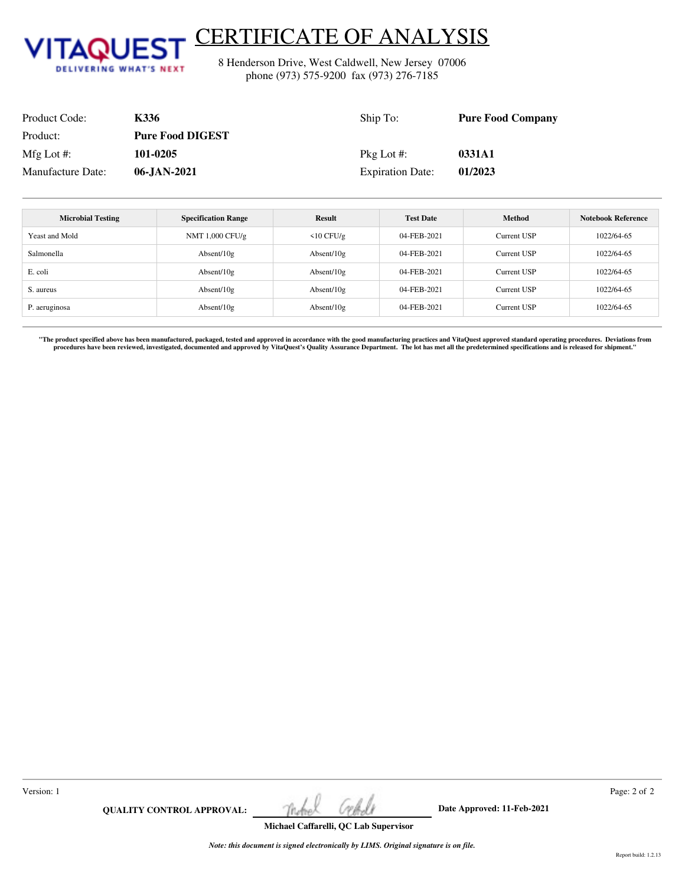# CERTIFICATE OF ANALYSIS

VITAQUEST
DELIVERING WHAT'S NEXT

8 Henderson Drive, West Caldwell, New Jersey 07006
phone (973) 575-9200 fax (973) 276-7185

| | | | |
|---|---|---|---|
| Product Code: | **K336** | Ship To: | **Pure Food Company** |
| Product: | **Pure Food DIGEST** | | |
| Mfg Lot #: | **101-0205** | Pkg Lot #: | **0331A1** |
| Manufacture Date: | **06-JAN-2021** | Expiration Date: | **01/2023** |

| Microbial Testing | Specification Range | Result | Test Date | Method | Notebook Reference |
|---|---|---|---|---|---|
| Yeast and Mold | NMT 1,000 CFU/g | <10 CFU/g | 04-FEB-2021 | Current USP | 1022/64-65 |
| Salmonella | Absent/10g | Absent/10g | 04-FEB-2021 | Current USP | 1022/64-65 |
| E. coli | Absent/10g | Absent/10g | 04-FEB-2021 | Current USP | 1022/64-65 |
| S. aureus | Absent/10g | Absent/10g | 04-FEB-2021 | Current USP | 1022/64-65 |
| P. aeruginosa | Absent/10g | Absent/10g | 04-FEB-2021 | Current USP | 1022/64-65 |

**"The product specified above has been manufactured, packaged, tested and approved in accordance with the good manufacturing practices and VitaQuest approved standard operating procedures. Deviations from procedures have been reviewed, investigated, documented and approved by VitaQuest's Quality Assurance Department. The lot has met all the predetermined specifications and is released for shipment."**

Version: 1

**QUALITY CONTROL APPROVAL:** Michael Caffarelli **Date Approved: 11-Feb-2021**

**Michael Caffarelli, QC Lab Supervisor**

***Note: this document is signed electronically by LIMS. Original signature is on file.***

Report build: 1.2.13